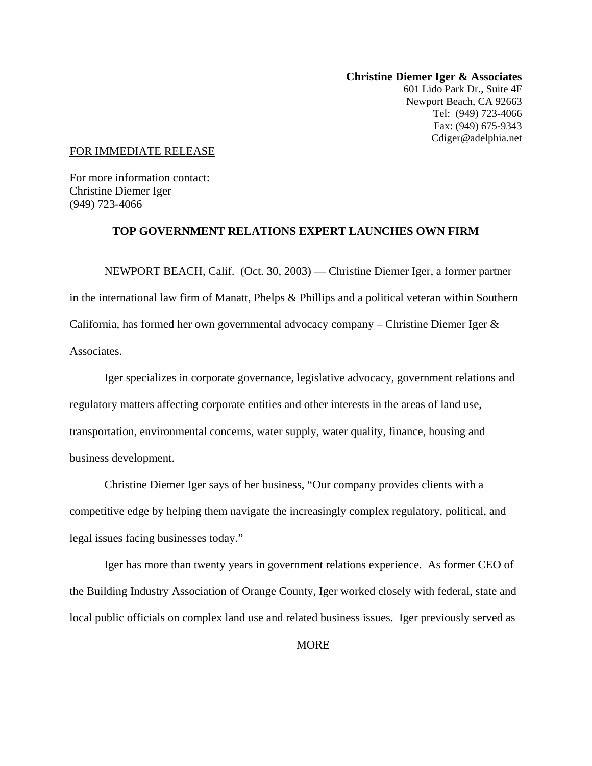**Christine Diemer Iger & Associates**
601 Lido Park Dr., Suite 4F
Newport Beach, CA 92663
Tel: (949) 723-4066
Fax: (949) 675-9343
Cdiger@adelphia.net

FOR IMMEDIATE RELEASE

For more information contact:
Christine Diemer Iger
(949) 723-4066

**TOP GOVERNMENT RELATIONS EXPERT LAUNCHES OWN FIRM**

NEWPORT BEACH, Calif. (Oct. 30, 2003) — Christine Diemer Iger, a former partner in the international law firm of Manatt, Phelps & Phillips and a political veteran within Southern California, has formed her own governmental advocacy company – Christine Diemer Iger & Associates.

Iger specializes in corporate governance, legislative advocacy, government relations and regulatory matters affecting corporate entities and other interests in the areas of land use, transportation, environmental concerns, water supply, water quality, finance, housing and business development.

Christine Diemer Iger says of her business, "Our company provides clients with a competitive edge by helping them navigate the increasingly complex regulatory, political, and legal issues facing businesses today."

Iger has more than twenty years in government relations experience. As former CEO of the Building Industry Association of Orange County, Iger worked closely with federal, state and local public officials on complex land use and related business issues. Iger previously served as

MORE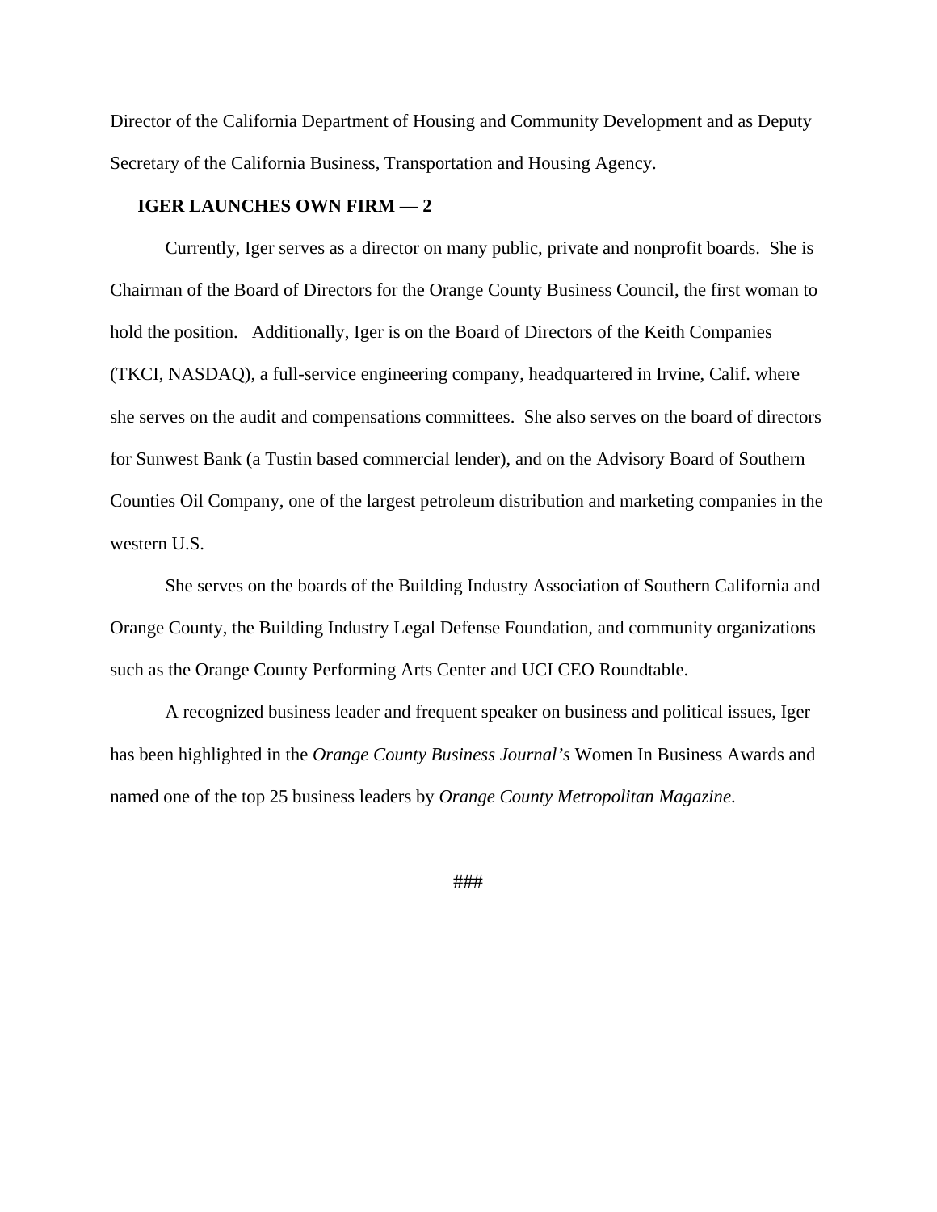Director of the California Department of Housing and Community Development and as Deputy Secretary of the California Business, Transportation and Housing Agency.

**IGER LAUNCHES OWN FIRM — 2**

Currently, Iger serves as a director on many public, private and nonprofit boards. She is Chairman of the Board of Directors for the Orange County Business Council, the first woman to hold the position. Additionally, Iger is on the Board of Directors of the Keith Companies (TKCI, NASDAQ), a full-service engineering company, headquartered in Irvine, Calif. where she serves on the audit and compensations committees. She also serves on the board of directors for Sunwest Bank (a Tustin based commercial lender), and on the Advisory Board of Southern Counties Oil Company, one of the largest petroleum distribution and marketing companies in the western U.S.

She serves on the boards of the Building Industry Association of Southern California and Orange County, the Building Industry Legal Defense Foundation, and community organizations such as the Orange County Performing Arts Center and UCI CEO Roundtable.

A recognized business leader and frequent speaker on business and political issues, Iger has been highlighted in the *Orange County Business Journal's* Women In Business Awards and named one of the top 25 business leaders by *Orange County Metropolitan Magazine*.

###